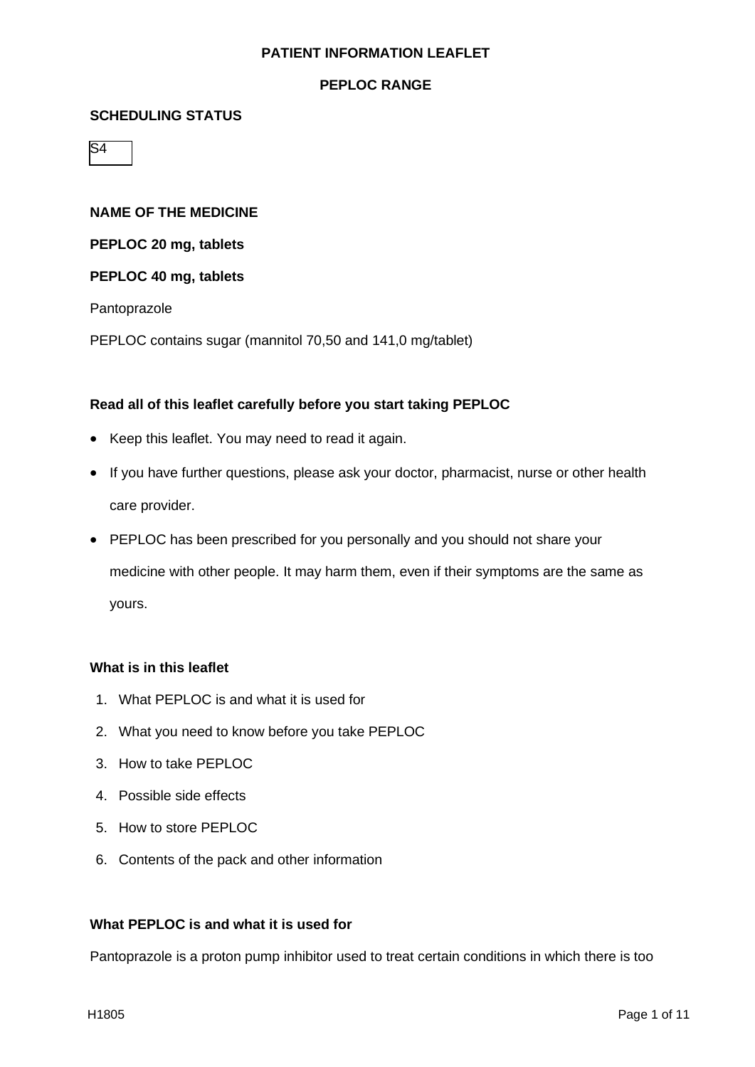**PATIENT INFORMATION LEAFLET**

**PEPLOC RANGE**

**SCHEDULING STATUS**

S4

**NAME OF THE MEDICINE**

**PEPLOC 20 mg, tablets**

**PEPLOC 40 mg, tablets**

Pantoprazole

PEPLOC contains sugar (mannitol 70,50 and 141,0 mg/tablet)

**Read all of this leaflet carefully before you start taking PEPLOC**

- Keep this leaflet. You may need to read it again.
- If you have further questions, please ask your doctor, pharmacist, nurse or other health care provider.
- PEPLOC has been prescribed for you personally and you should not share your medicine with other people. It may harm them, even if their symptoms are the same as yours.

**What is in this leaflet**

1. What PEPLOC is and what it is used for
2. What you need to know before you take PEPLOC
3. How to take PEPLOC
4. Possible side effects
5. How to store PEPLOC
6. Contents of the pack and other information

**What PEPLOC is and what it is used for**

Pantoprazole is a proton pump inhibitor used to treat certain conditions in which there is too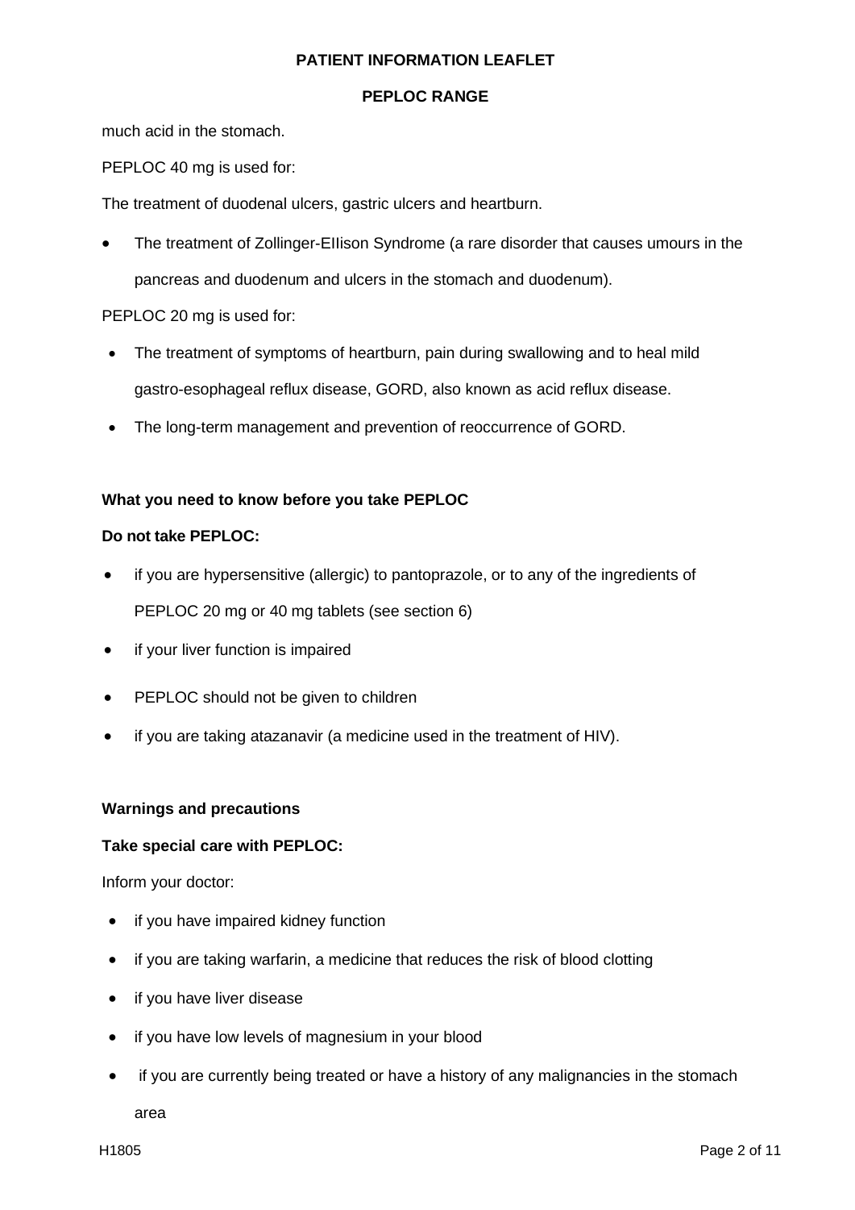much acid in the stomach.

PEPLOC 40 mg is used for:

The treatment of duodenal ulcers, gastric ulcers and heartburn.

- The treatment of Zollinger-EIIison Syndrome (a rare disorder that causes umours in the pancreas and duodenum and ulcers in the stomach and duodenum).

PEPLOC 20 mg is used for:

- The treatment of symptoms of heartburn, pain during swallowing and to heal mild gastro-esophageal reflux disease, GORD, also known as acid reflux disease.
- The long-term management and prevention of reoccurrence of GORD.

**What you need to know before you take PEPLOC**

**Do not take PEPLOC:**

- if you are hypersensitive (allergic) to pantoprazole, or to any of the ingredients of PEPLOC 20 mg or 40 mg tablets (see section 6)
- if your liver function is impaired
- PEPLOC should not be given to children
- if you are taking atazanavir (a medicine used in the treatment of HIV).

**Warnings and precautions**

**Take special care with PEPLOC:**

Inform your doctor:

- if you have impaired kidney function
- if you are taking warfarin, a medicine that reduces the risk of blood clotting
- if you have liver disease
- if you have low levels of magnesium in your blood
- if you are currently being treated or have a history of any malignancies in the stomach area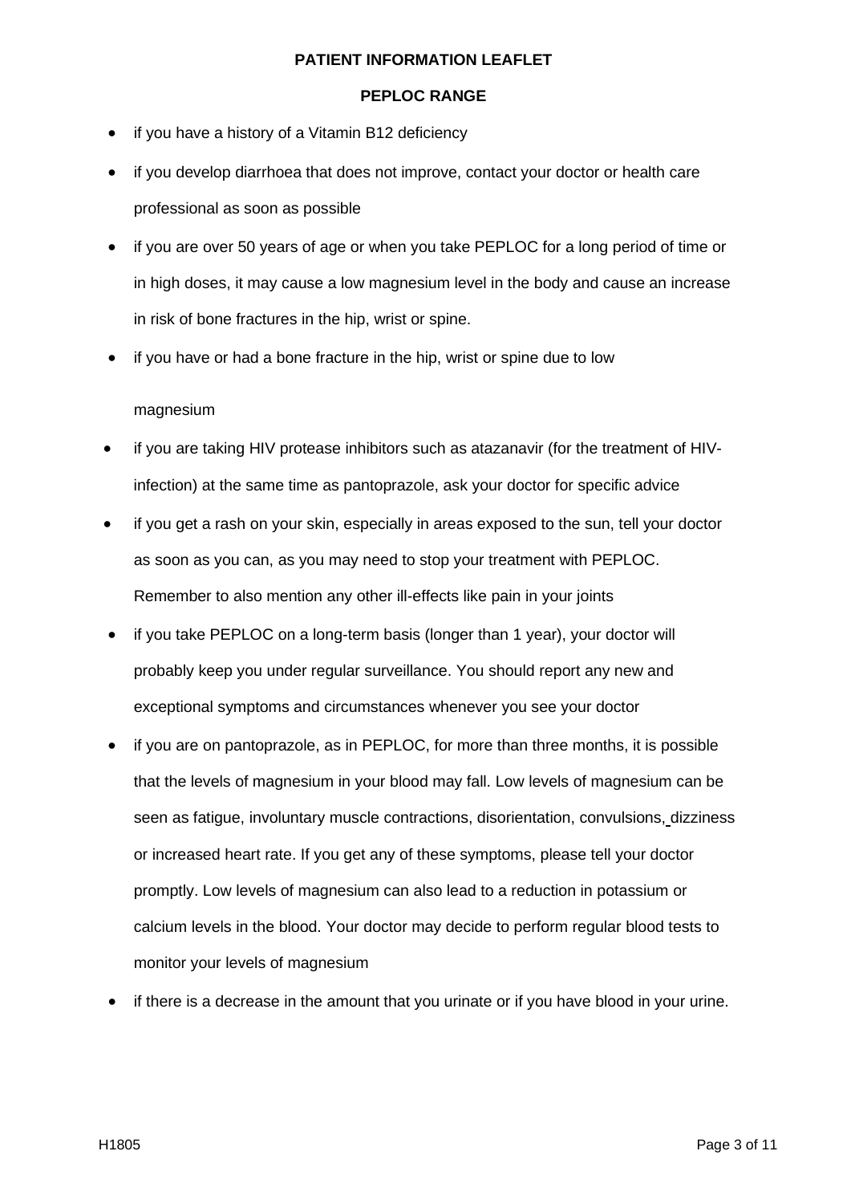- if you have a history of a Vitamin B12 deficiency
- if you develop diarrhoea that does not improve, contact your doctor or health care professional as soon as possible
- if you are over 50 years of age or when you take PEPLOC for a long period of time or in high doses, it may cause a low magnesium level in the body and cause an increase in risk of bone fractures in the hip, wrist or spine.
- if you have or had a bone fracture in the hip, wrist or spine due to low

  magnesium
- if you are taking HIV protease inhibitors such as atazanavir (for the treatment of HIV-infection) at the same time as pantoprazole, ask your doctor for specific advice
- if you get a rash on your skin, especially in areas exposed to the sun, tell your doctor as soon as you can, as you may need to stop your treatment with PEPLOC. Remember to also mention any other ill-effects like pain in your joints
- if you take PEPLOC on a long-term basis (longer than 1 year), your doctor will probably keep you under regular surveillance. You should report any new and exceptional symptoms and circumstances whenever you see your doctor
- if you are on pantoprazole, as in PEPLOC, for more than three months, it is possible that the levels of magnesium in your blood may fall. Low levels of magnesium can be seen as fatigue, involuntary muscle contractions, disorientation, convulsions, dizziness or increased heart rate. If you get any of these symptoms, please tell your doctor promptly. Low levels of magnesium can also lead to a reduction in potassium or calcium levels in the blood. Your doctor may decide to perform regular blood tests to monitor your levels of magnesium
- if there is a decrease in the amount that you urinate or if you have blood in your urine.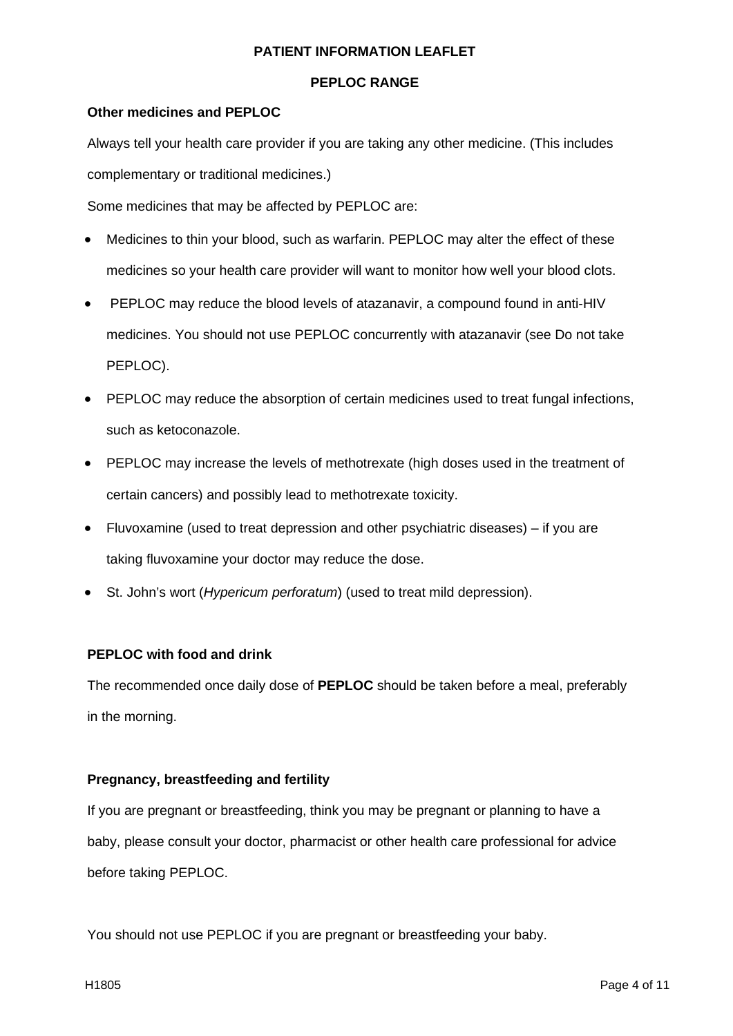**Other medicines and PEPLOC**

Always tell your health care provider if you are taking any other medicine. (This includes complementary or traditional medicines.)

Some medicines that may be affected by PEPLOC are:

- Medicines to thin your blood, such as warfarin. PEPLOC may alter the effect of these medicines so your health care provider will want to monitor how well your blood clots.
- PEPLOC may reduce the blood levels of atazanavir, a compound found in anti-HIV medicines. You should not use PEPLOC concurrently with atazanavir (see Do not take PEPLOC).
- PEPLOC may reduce the absorption of certain medicines used to treat fungal infections, such as ketoconazole.
- PEPLOC may increase the levels of methotrexate (high doses used in the treatment of certain cancers) and possibly lead to methotrexate toxicity.
- Fluvoxamine (used to treat depression and other psychiatric diseases) – if you are taking fluvoxamine your doctor may reduce the dose.
- St. John's wort (*Hypericum perforatum*) (used to treat mild depression).

**PEPLOC with food and drink**

The recommended once daily dose of **PEPLOC** should be taken before a meal, preferably in the morning.

**Pregnancy, breastfeeding and fertility**

If you are pregnant or breastfeeding, think you may be pregnant or planning to have a baby, please consult your doctor, pharmacist or other health care professional for advice before taking PEPLOC.

You should not use PEPLOC if you are pregnant or breastfeeding your baby.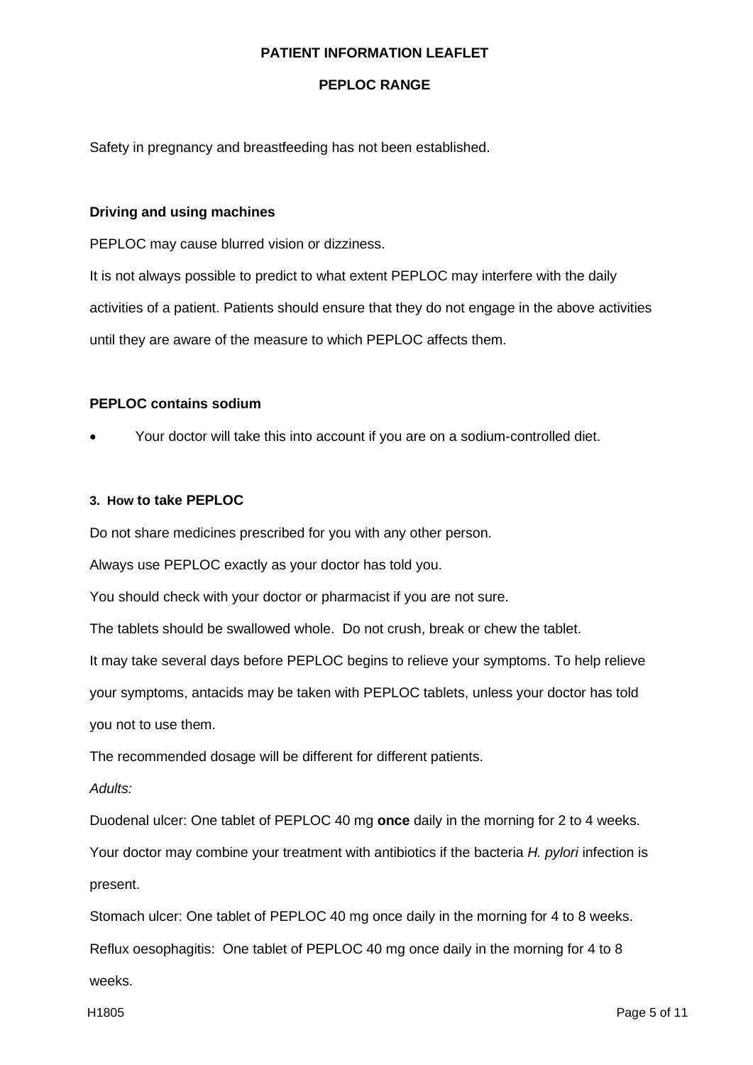Safety in pregnancy and breastfeeding has not been established.

**Driving and using machines**

PEPLOC may cause blurred vision or dizziness.

It is not always possible to predict to what extent PEPLOC may interfere with the daily activities of a patient. Patients should ensure that they do not engage in the above activities until they are aware of the measure to which PEPLOC affects them.

**PEPLOC contains sodium**

- Your doctor will take this into account if you are on a sodium-controlled diet.

**3. How to take PEPLOC**

Do not share medicines prescribed for you with any other person.

Always use PEPLOC exactly as your doctor has told you.

You should check with your doctor or pharmacist if you are not sure.

The tablets should be swallowed whole. Do not crush, break or chew the tablet.

It may take several days before PEPLOC begins to relieve your symptoms. To help relieve your symptoms, antacids may be taken with PEPLOC tablets, unless your doctor has told you not to use them.

The recommended dosage will be different for different patients.

*Adults:*

Duodenal ulcer: One tablet of PEPLOC 40 mg **once** daily in the morning for 2 to 4 weeks. Your doctor may combine your treatment with antibiotics if the bacteria *H. pylori* infection is present.

Stomach ulcer: One tablet of PEPLOC 40 mg once daily in the morning for 4 to 8 weeks.

Reflux oesophagitis: One tablet of PEPLOC 40 mg once daily in the morning for 4 to 8 weeks.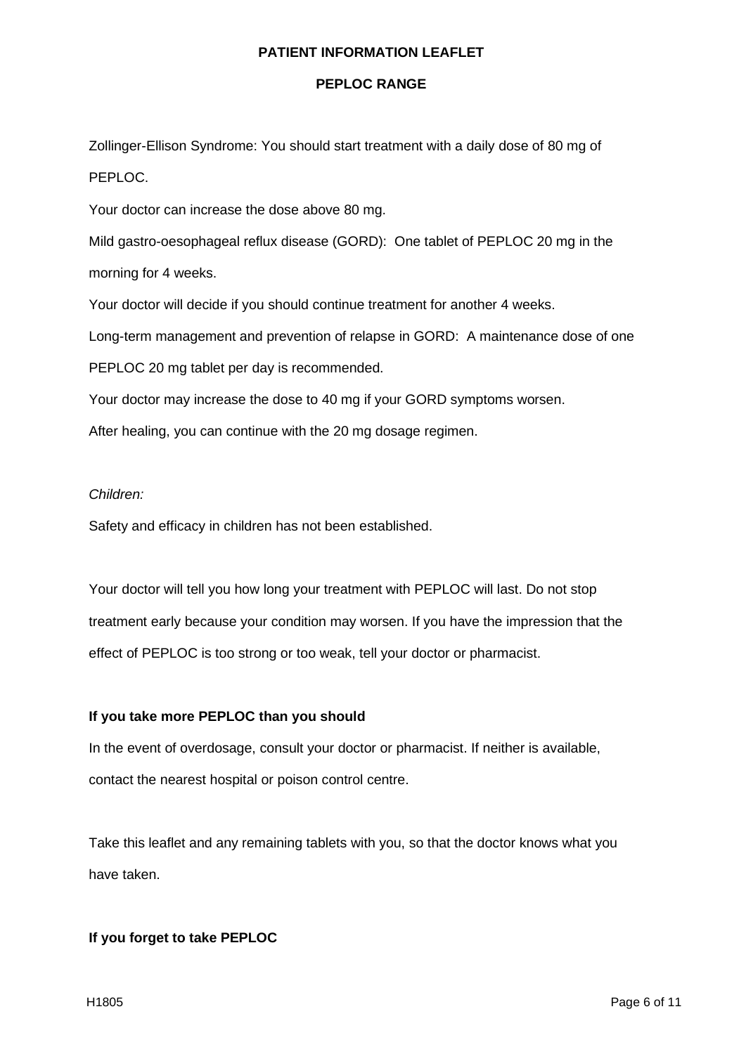Zollinger-Ellison Syndrome: You should start treatment with a daily dose of 80 mg of PEPLOC.

Your doctor can increase the dose above 80 mg.

Mild gastro-oesophageal reflux disease (GORD): One tablet of PEPLOC 20 mg in the morning for 4 weeks.

Your doctor will decide if you should continue treatment for another 4 weeks.

Long-term management and prevention of relapse in GORD: A maintenance dose of one PEPLOC 20 mg tablet per day is recommended.

Your doctor may increase the dose to 40 mg if your GORD symptoms worsen.

After healing, you can continue with the 20 mg dosage regimen.

*Children:*

Safety and efficacy in children has not been established.

Your doctor will tell you how long your treatment with PEPLOC will last. Do not stop treatment early because your condition may worsen. If you have the impression that the effect of PEPLOC is too strong or too weak, tell your doctor or pharmacist.

**If you take more PEPLOC than you should**

In the event of overdosage, consult your doctor or pharmacist. If neither is available, contact the nearest hospital or poison control centre.

Take this leaflet and any remaining tablets with you, so that the doctor knows what you have taken.

**If you forget to take PEPLOC**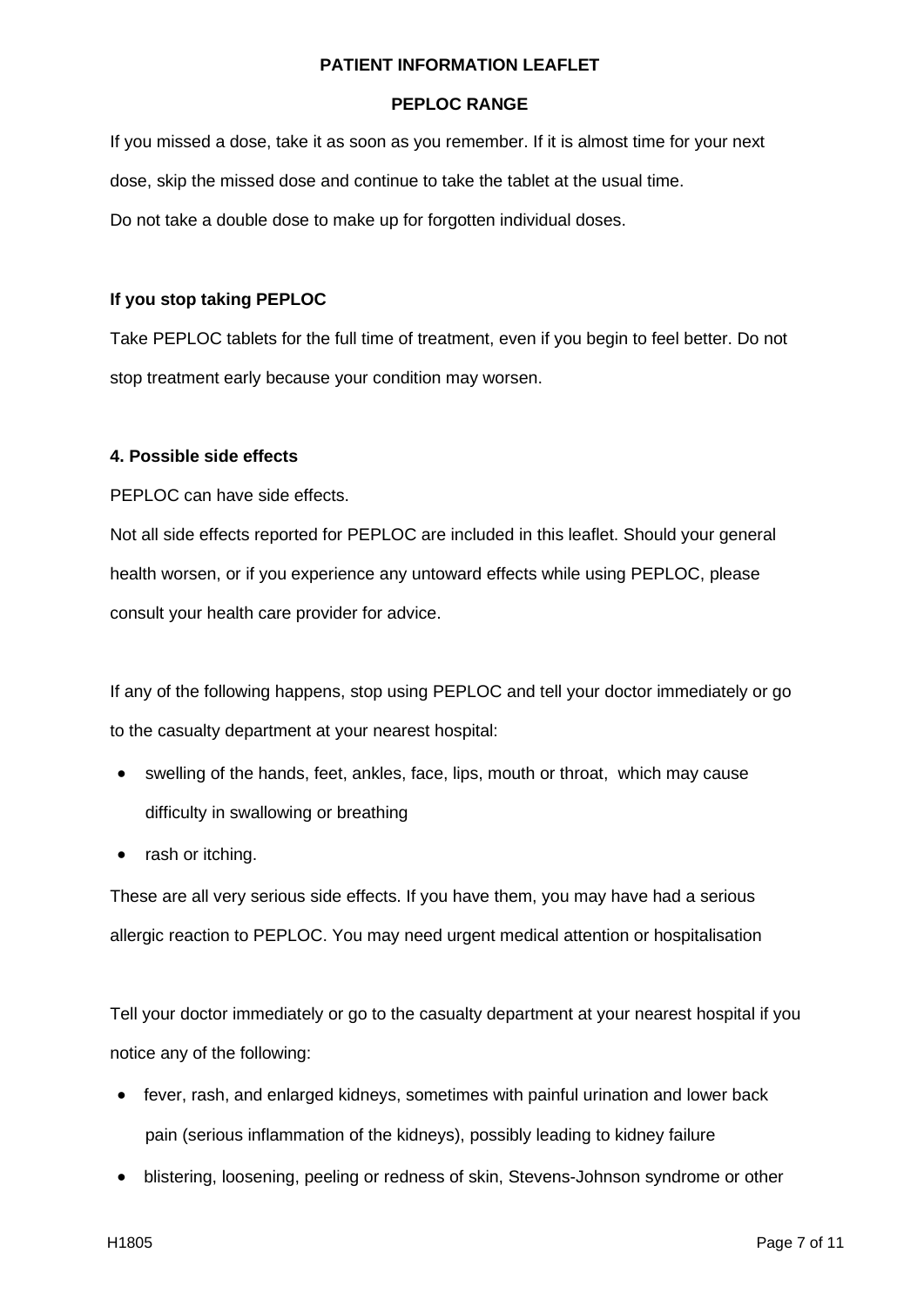If you missed a dose, take it as soon as you remember. If it is almost time for your next dose, skip the missed dose and continue to take the tablet at the usual time.

Do not take a double dose to make up for forgotten individual doses.

**If you stop taking PEPLOC**

Take PEPLOC tablets for the full time of treatment, even if you begin to feel better. Do not stop treatment early because your condition may worsen.

## 4. Possible side effects

PEPLOC can have side effects.

Not all side effects reported for PEPLOC are included in this leaflet. Should your general health worsen, or if you experience any untoward effects while using PEPLOC, please consult your health care provider for advice.

If any of the following happens, stop using PEPLOC and tell your doctor immediately or go to the casualty department at your nearest hospital:

- swelling of the hands, feet, ankles, face, lips, mouth or throat, which may cause difficulty in swallowing or breathing
- rash or itching.

These are all very serious side effects. If you have them, you may have had a serious allergic reaction to PEPLOC. You may need urgent medical attention or hospitalisation

Tell your doctor immediately or go to the casualty department at your nearest hospital if you notice any of the following:

- fever, rash, and enlarged kidneys, sometimes with painful urination and lower back pain (serious inflammation of the kidneys), possibly leading to kidney failure
- blistering, loosening, peeling or redness of skin, Stevens-Johnson syndrome or other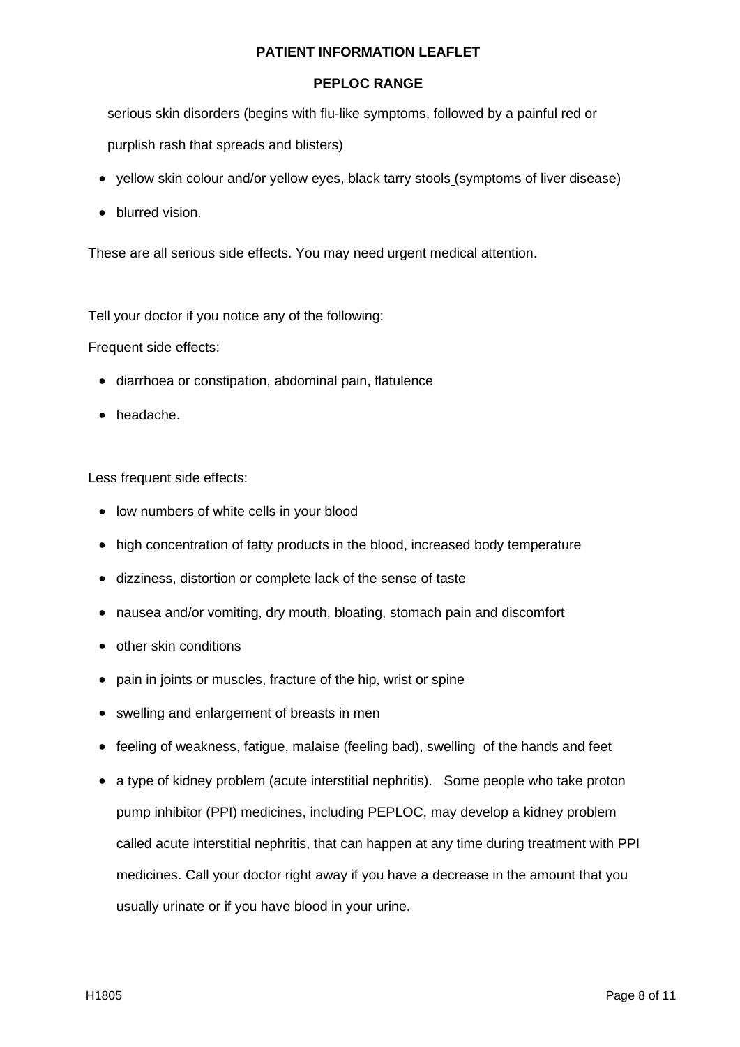serious skin disorders (begins with flu-like symptoms, followed by a painful red or purplish rash that spreads and blisters)

- yellow skin colour and/or yellow eyes, black tarry stools (symptoms of liver disease)
- blurred vision.

These are all serious side effects. You may need urgent medical attention.

Tell your doctor if you notice any of the following:

Frequent side effects:

- diarrhoea or constipation, abdominal pain, flatulence
- headache.

Less frequent side effects:

- low numbers of white cells in your blood
- high concentration of fatty products in the blood, increased body temperature
- dizziness, distortion or complete lack of the sense of taste
- nausea and/or vomiting, dry mouth, bloating, stomach pain and discomfort
- other skin conditions
- pain in joints or muscles, fracture of the hip, wrist or spine
- swelling and enlargement of breasts in men
- feeling of weakness, fatigue, malaise (feeling bad), swelling of the hands and feet
- a type of kidney problem (acute interstitial nephritis). Some people who take proton pump inhibitor (PPI) medicines, including PEPLOC, may develop a kidney problem called acute interstitial nephritis, that can happen at any time during treatment with PPI medicines. Call your doctor right away if you have a decrease in the amount that you usually urinate or if you have blood in your urine.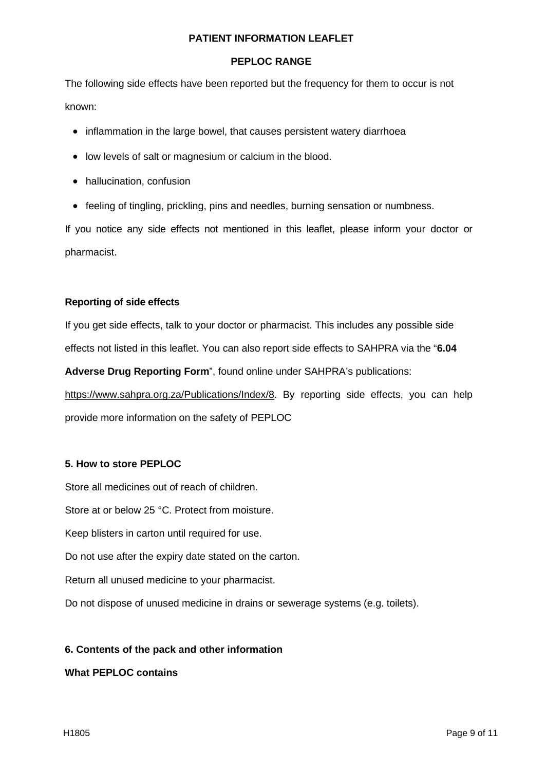The following side effects have been reported but the frequency for them to occur is not known:

- inflammation in the large bowel, that causes persistent watery diarrhoea
- low levels of salt or magnesium or calcium in the blood.
- hallucination, confusion
- feeling of tingling, prickling, pins and needles, burning sensation or numbness.

If you notice any side effects not mentioned in this leaflet, please inform your doctor or pharmacist.

**Reporting of side effects**

If you get side effects, talk to your doctor or pharmacist. This includes any possible side effects not listed in this leaflet. You can also report side effects to SAHPRA via the "**6.04 Adverse Drug Reporting Form**", found online under SAHPRA's publications: https://www.sahpra.org.za/Publications/Index/8. By reporting side effects, you can help provide more information on the safety of PEPLOC

**5. How to store PEPLOC**

Store all medicines out of reach of children.

Store at or below 25 °C. Protect from moisture.

Keep blisters in carton until required for use.

Do not use after the expiry date stated on the carton.

Return all unused medicine to your pharmacist.

Do not dispose of unused medicine in drains or sewerage systems (e.g. toilets).

**6. Contents of the pack and other information**

**What PEPLOC contains**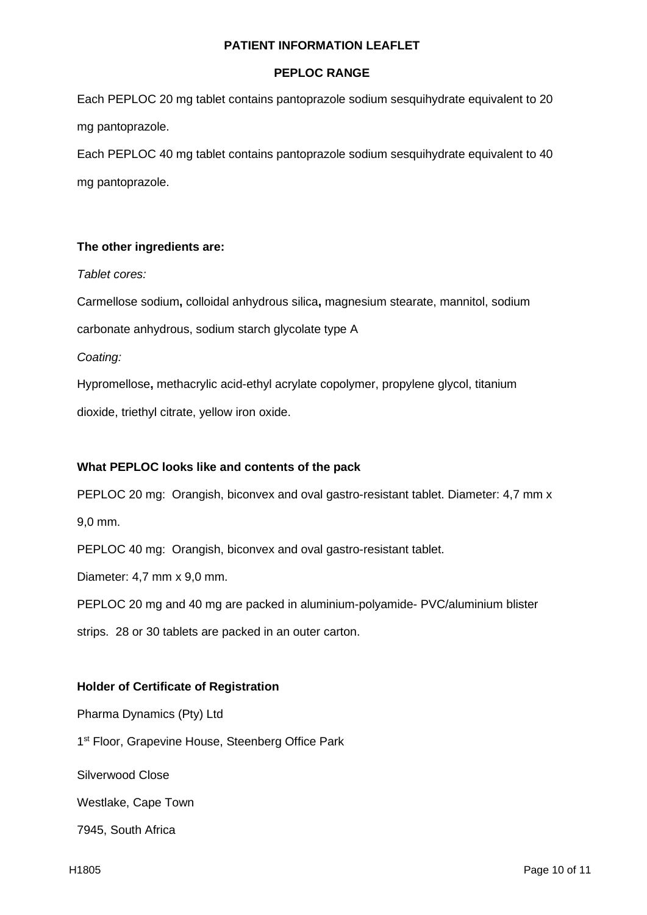**PATIENT INFORMATION LEAFLET**

**PEPLOC RANGE**

Each PEPLOC 20 mg tablet contains pantoprazole sodium sesquihydrate equivalent to 20 mg pantoprazole.

Each PEPLOC 40 mg tablet contains pantoprazole sodium sesquihydrate equivalent to 40 mg pantoprazole.

**The other ingredients are:**

*Tablet cores:*

Carmellose sodium**,** colloidal anhydrous silica**,** magnesium stearate, mannitol, sodium carbonate anhydrous, sodium starch glycolate type A

*Coating:*

Hypromellose**,** methacrylic acid-ethyl acrylate copolymer, propylene glycol, titanium dioxide, triethyl citrate, yellow iron oxide.

**What PEPLOC looks like and contents of the pack**

PEPLOC 20 mg: Orangish, biconvex and oval gastro-resistant tablet. Diameter: 4,7 mm x 9,0 mm.

PEPLOC 40 mg: Orangish, biconvex and oval gastro-resistant tablet.

Diameter: 4,7 mm x 9,0 mm.

PEPLOC 20 mg and 40 mg are packed in aluminium-polyamide- PVC/aluminium blister strips. 28 or 30 tablets are packed in an outer carton.

**Holder of Certificate of Registration**

Pharma Dynamics (Pty) Ltd

1st Floor, Grapevine House, Steenberg Office Park

Silverwood Close

Westlake, Cape Town

7945, South Africa

H1805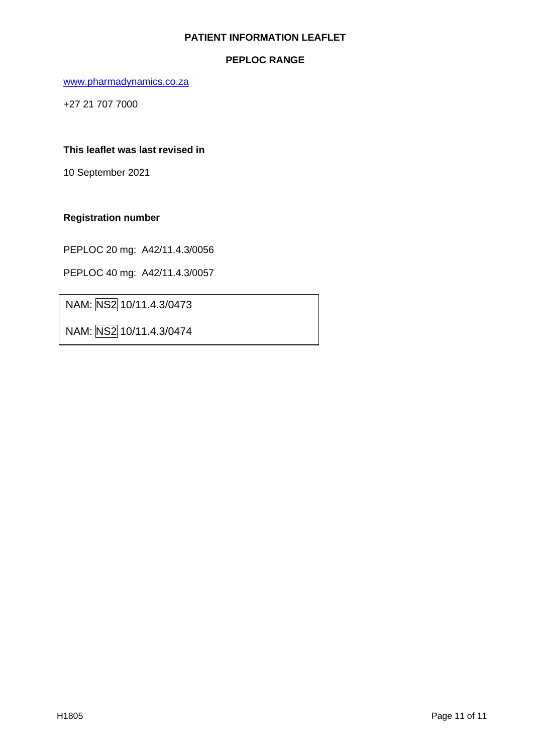www.pharmadynamics.co.za

+27 21 707 7000

**This leaflet was last revised in**

10 September 2021

**Registration number**

PEPLOC 20 mg: A42/11.4.3/0056

PEPLOC 40 mg: A42/11.4.3/0057

NAM: NS2 10/11.4.3/0473

NAM: NS2 10/11.4.3/0474